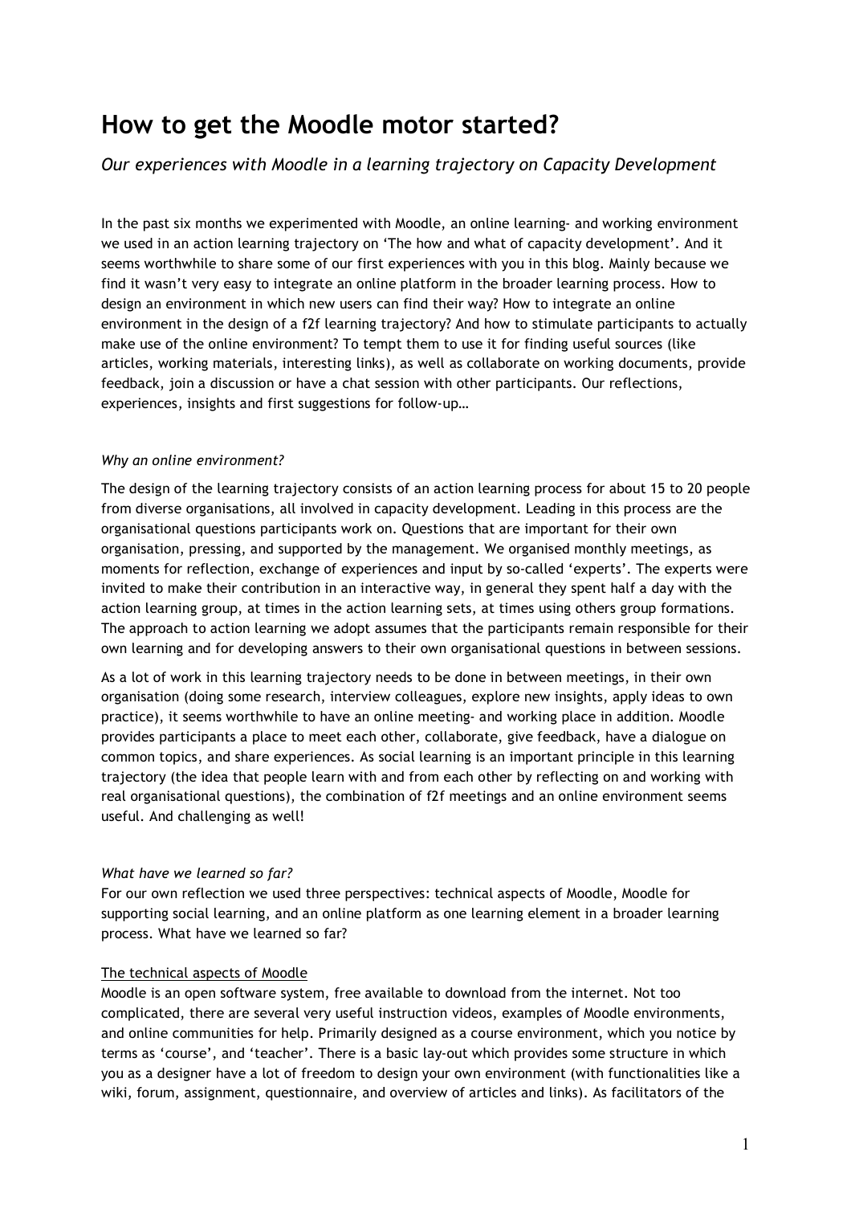# How to get the Moodle motor started?

*Our experiences with Moodle in a learning trajectory on Capacity Development*

In the past six months we experimented with Moodle, an online learning- and working environment we used in an action learning trajectory on 'The how and what of capacity development'. And it seems worthwhile to share some of our first experiences with you in this blog. Mainly because we find it wasn't very easy to integrate an online platform in the broader learning process. How to design an environment in which new users can find their way? How to integrate an online environment in the design of a f2f learning trajectory? And how to stimulate participants to actually make use of the online environment? To tempt them to use it for finding useful sources (like articles, working materials, interesting links), as well as collaborate on working documents, provide feedback, join a discussion or have a chat session with other participants. Our reflections, experiences, insights and first suggestions for follow-up…

*Why an online environment?*

The design of the learning trajectory consists of an action learning process for about 15 to 20 people from diverse organisations, all involved in capacity development. Leading in this process are the organisational questions participants work on. Questions that are important for their own organisation, pressing, and supported by the management. We organised monthly meetings, as moments for reflection, exchange of experiences and input by so-called 'experts'. The experts were invited to make their contribution in an interactive way, in general they spent half a day with the action learning group, at times in the action learning sets, at times using others group formations. The approach to action learning we adopt assumes that the participants remain responsible for their own learning and for developing answers to their own organisational questions in between sessions.

As a lot of work in this learning trajectory needs to be done in between meetings, in their own organisation (doing some research, interview colleagues, explore new insights, apply ideas to own practice), it seems worthwhile to have an online meeting- and working place in addition. Moodle provides participants a place to meet each other, collaborate, give feedback, have a dialogue on common topics, and share experiences. As social learning is an important principle in this learning trajectory (the idea that people learn with and from each other by reflecting on and working with real organisational questions), the combination of f2f meetings and an online environment seems useful. And challenging as well!

*What have we learned so far?*

For our own reflection we used three perspectives: technical aspects of Moodle, Moodle for supporting social learning, and an online platform as one learning element in a broader learning process. What have we learned so far?

<u>The technical aspects of Moodle</u>

Moodle is an open software system, free available to download from the internet. Not too complicated, there are several very useful instruction videos, examples of Moodle environments, and online communities for help. Primarily designed as a course environment, which you notice by terms as 'course', and 'teacher'. There is a basic lay-out which provides some structure in which you as a designer have a lot of freedom to design your own environment (with functionalities like a wiki, forum, assignment, questionnaire, and overview of articles and links). As facilitators of the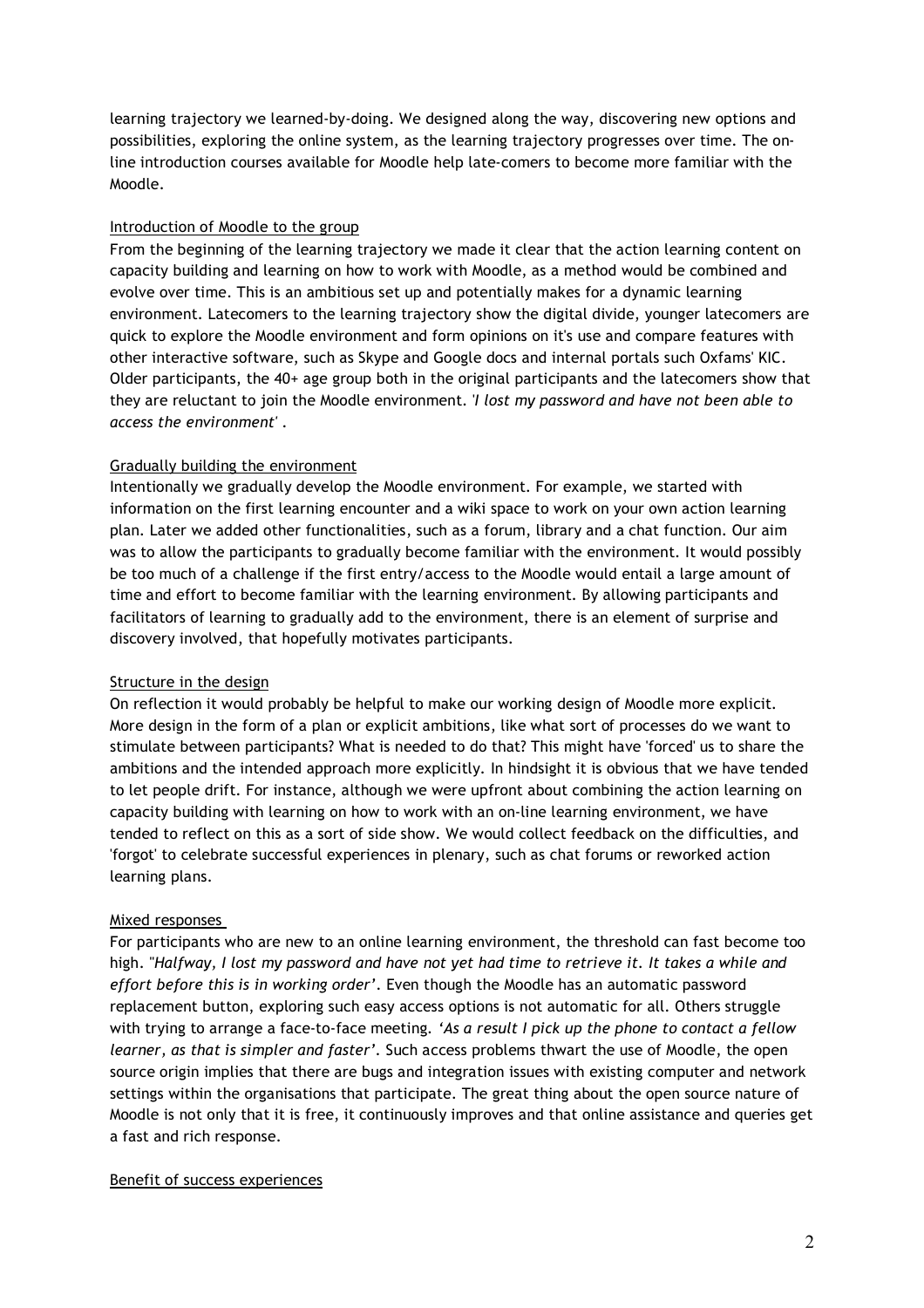learning trajectory we learned-by-doing. We designed along the way, discovering new options and possibilities, exploring the online system, as the learning trajectory progresses over time. The on-line introduction courses available for Moodle help late-comers to become more familiar with the Moodle.

### Introduction of Moodle to the group

From the beginning of the learning trajectory we made it clear that the action learning content on capacity building and learning on how to work with Moodle, as a method would be combined and evolve over time. This is an ambitious set up and potentially makes for a dynamic learning environment. Latecomers to the learning trajectory show the digital divide, younger latecomers are quick to explore the Moodle environment and form opinions on it's use and compare features with other interactive software, such as Skype and Google docs and internal portals such Oxfams' KIC. Older participants, the 40+ age group both in the original participants and the latecomers show that they are reluctant to join the Moodle environment. *'I lost my password and have not been able to access the environment'* .

### Gradually building the environment

Intentionally we gradually develop the Moodle environment. For example, we started with information on the first learning encounter and a wiki space to work on your own action learning plan. Later we added other functionalities, such as a forum, library and a chat function. Our aim was to allow the participants to gradually become familiar with the environment. It would possibly be too much of a challenge if the first entry/access to the Moodle would entail a large amount of time and effort to become familiar with the learning environment. By allowing participants and facilitators of learning to gradually add to the environment, there is an element of surprise and discovery involved, that hopefully motivates participants.

### Structure in the design

On reflection it would probably be helpful to make our working design of Moodle more explicit. More design in the form of a plan or explicit ambitions, like what sort of processes do we want to stimulate between participants? What is needed to do that? This might have 'forced' us to share the ambitions and the intended approach more explicitly. In hindsight it is obvious that we have tended to let people drift. For instance, although we were upfront about combining the action learning on capacity building with learning on how to work with an on-line learning environment, we have tended to reflect on this as a sort of side show. We would collect feedback on the difficulties, and 'forgot' to celebrate successful experiences in plenary, such as chat forums or reworked action learning plans.

### Mixed responses

For participants who are new to an online learning environment, the threshold can fast become too high. *"Halfway, I lost my password and have not yet had time to retrieve it. It takes a while and effort before this is in working order'*. Even though the Moodle has an automatic password replacement button, exploring such easy access options is not automatic for all. Others struggle with trying to arrange a face-to-face meeting. *'As a result I pick up the phone to contact a fellow learner, as that is simpler and faster'*. Such access problems thwart the use of Moodle, the open source origin implies that there are bugs and integration issues with existing computer and network settings within the organisations that participate. The great thing about the open source nature of Moodle is not only that it is free, it continuously improves and that online assistance and queries get a fast and rich response.

### Benefit of success experiences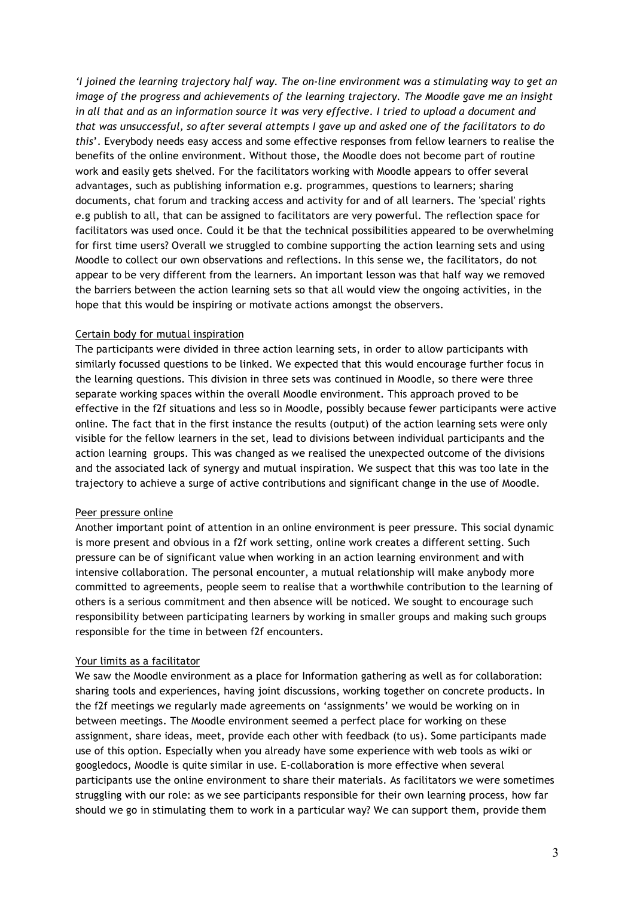*'I joined the learning trajectory half way. The on-line environment was a stimulating way to get an image of the progress and achievements of the learning trajectory. The Moodle gave me an insight in all that and as an information source it was very effective. I tried to upload a document and that was unsuccessful, so after several attempts I gave up and asked one of the facilitators to do this*'. Everybody needs easy access and some effective responses from fellow learners to realise the benefits of the online environment. Without those, the Moodle does not become part of routine work and easily gets shelved. For the facilitators working with Moodle appears to offer several advantages, such as publishing information e.g. programmes, questions to learners; sharing documents, chat forum and tracking access and activity for and of all learners. The 'special' rights e.g publish to all, that can be assigned to facilitators are very powerful. The reflection space for facilitators was used once. Could it be that the technical possibilities appeared to be overwhelming for first time users? Overall we struggled to combine supporting the action learning sets and using Moodle to collect our own observations and reflections. In this sense we, the facilitators, do not appear to be very different from the learners. An important lesson was that half way we removed the barriers between the action learning sets so that all would view the ongoing activities, in the hope that this would be inspiring or motivate actions amongst the observers.

<u>Certain body for mutual inspiration</u>

The participants were divided in three action learning sets, in order to allow participants with similarly focussed questions to be linked. We expected that this would encourage further focus in the learning questions. This division in three sets was continued in Moodle, so there were three separate working spaces within the overall Moodle environment. This approach proved to be effective in the f2f situations and less so in Moodle, possibly because fewer participants were active online. The fact that in the first instance the results (output) of the action learning sets were only visible for the fellow learners in the set, lead to divisions between individual participants and the action learning groups. This was changed as we realised the unexpected outcome of the divisions and the associated lack of synergy and mutual inspiration. We suspect that this was too late in the trajectory to achieve a surge of active contributions and significant change in the use of Moodle.

<u>Peer pressure online</u>

Another important point of attention in an online environment is peer pressure. This social dynamic is more present and obvious in a f2f work setting, online work creates a different setting. Such pressure can be of significant value when working in an action learning environment and with intensive collaboration. The personal encounter, a mutual relationship will make anybody more committed to agreements, people seem to realise that a worthwhile contribution to the learning of others is a serious commitment and then absence will be noticed. We sought to encourage such responsibility between participating learners by working in smaller groups and making such groups responsible for the time in between f2f encounters.

<u>Your limits as a facilitator</u>

We saw the Moodle environment as a place for Information gathering as well as for collaboration: sharing tools and experiences, having joint discussions, working together on concrete products. In the f2f meetings we regularly made agreements on 'assignments' we would be working on in between meetings. The Moodle environment seemed a perfect place for working on these assignment, share ideas, meet, provide each other with feedback (to us). Some participants made use of this option. Especially when you already have some experience with web tools as wiki or googledocs, Moodle is quite similar in use. E-collaboration is more effective when several participants use the online environment to share their materials. As facilitators we were sometimes struggling with our role: as we see participants responsible for their own learning process, how far should we go in stimulating them to work in a particular way? We can support them, provide them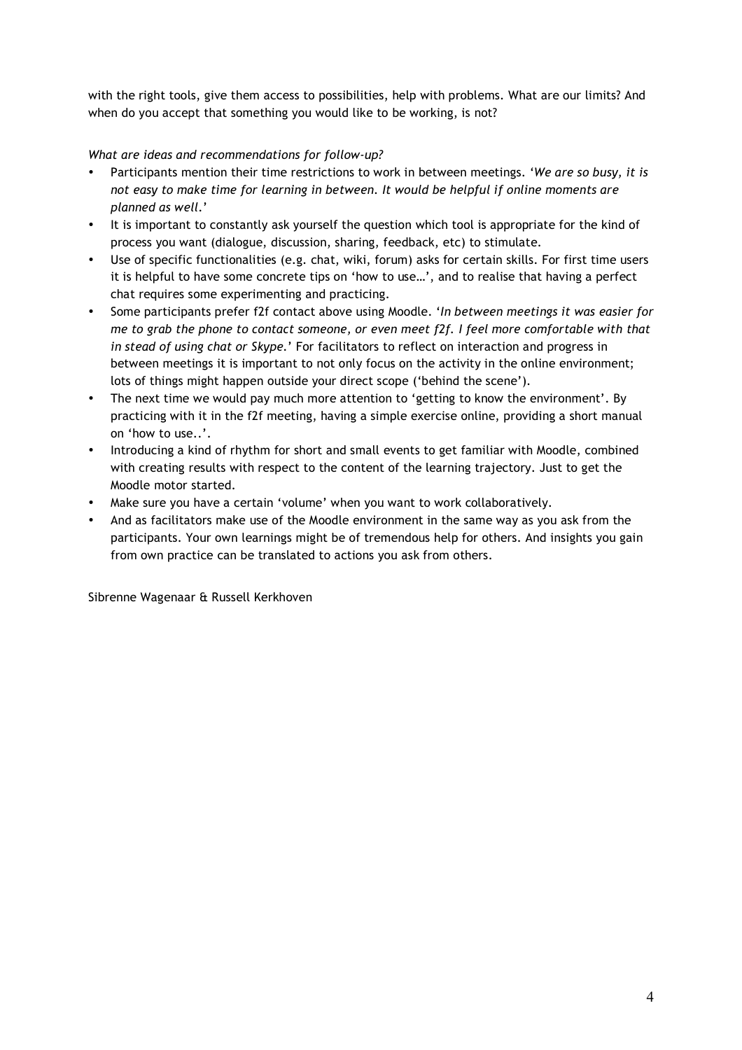with the right tools, give them access to possibilities, help with problems. What are our limits? And when do you accept that something you would like to be working, is not?

*What are ideas and recommendations for follow-up?*

- Participants mention their time restrictions to work in between meetings. '*We are so busy, it is not easy to make time for learning in between. It would be helpful if online moments are planned as well.*'
- It is important to constantly ask yourself the question which tool is appropriate for the kind of process you want (dialogue, discussion, sharing, feedback, etc) to stimulate.
- Use of specific functionalities (e.g. chat, wiki, forum) asks for certain skills. For first time users it is helpful to have some concrete tips on 'how to use…', and to realise that having a perfect chat requires some experimenting and practicing.
- Some participants prefer f2f contact above using Moodle. '*In between meetings it was easier for me to grab the phone to contact someone, or even meet f2f. I feel more comfortable with that in stead of using chat or Skype.*' For facilitators to reflect on interaction and progress in between meetings it is important to not only focus on the activity in the online environment; lots of things might happen outside your direct scope ('behind the scene').
- The next time we would pay much more attention to 'getting to know the environment'. By practicing with it in the f2f meeting, having a simple exercise online, providing a short manual on 'how to use..'.
- Introducing a kind of rhythm for short and small events to get familiar with Moodle, combined with creating results with respect to the content of the learning trajectory. Just to get the Moodle motor started.
- Make sure you have a certain 'volume' when you want to work collaboratively.
- And as facilitators make use of the Moodle environment in the same way as you ask from the participants. Your own learnings might be of tremendous help for others. And insights you gain from own practice can be translated to actions you ask from others.

Sibrenne Wagenaar & Russell Kerkhoven